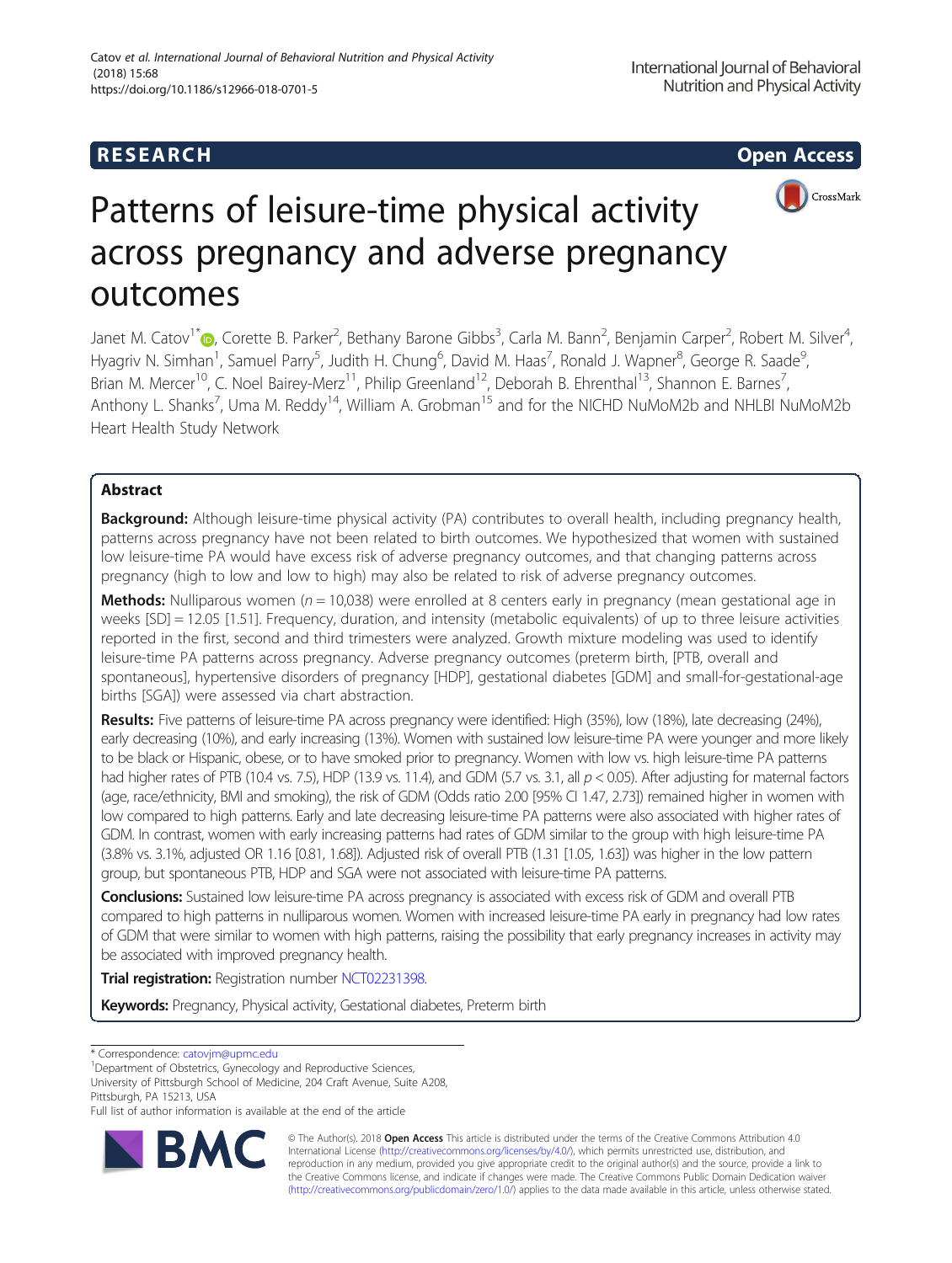RESEARCH

Open Access

# Patterns of leisure-time physical activity across pregnancy and adverse pregnancy outcomes

Janet M. Catov[1*], Corette B. Parker[2], Bethany Barone Gibbs[3], Carla M. Bann[2], Benjamin Carper[2], Robert M. Silver[4], Hyagriv N. Simhan[1], Samuel Parry[5], Judith H. Chung[6], David M. Haas[7], Ronald J. Wapner[8], George R. Saade[9], Brian M. Mercer[10], C. Noel Bairey-Merz[11], Philip Greenland[12], Deborah B. Ehrenthal[13], Shannon E. Barnes[7], Anthony L. Shanks[7], Uma M. Reddy[14], William A. Grobman[15] and for the NICHD NuMoM2b and NHLBI NuMoM2b Heart Health Study Network

## Abstract

**Background:** Although leisure-time physical activity (PA) contributes to overall health, including pregnancy health, patterns across pregnancy have not been related to birth outcomes. We hypothesized that women with sustained low leisure-time PA would have excess risk of adverse pregnancy outcomes, and that changing patterns across pregnancy (high to low and low to high) may also be related to risk of adverse pregnancy outcomes.

**Methods:** Nulliparous women ($n = 10{,}038$) were enrolled at 8 centers early in pregnancy (mean gestational age in weeks [SD] = 12.05 [1.51]. Frequency, duration, and intensity (metabolic equivalents) of up to three leisure activities reported in the first, second and third trimesters were analyzed. Growth mixture modeling was used to identify leisure-time PA patterns across pregnancy. Adverse pregnancy outcomes (preterm birth, [PTB, overall and spontaneous], hypertensive disorders of pregnancy [HDP], gestational diabetes [GDM] and small-for-gestational-age births [SGA]) were assessed via chart abstraction.

**Results:** Five patterns of leisure-time PA across pregnancy were identified: High (35%), low (18%), late decreasing (24%), early decreasing (10%), and early increasing (13%). Women with sustained low leisure-time PA were younger and more likely to be black or Hispanic, obese, or to have smoked prior to pregnancy. Women with low vs. high leisure-time PA patterns had higher rates of PTB (10.4 vs. 7.5), HDP (13.9 vs. 11.4), and GDM (5.7 vs. 3.1, all $p < 0.05$). After adjusting for maternal factors (age, race/ethnicity, BMI and smoking), the risk of GDM (Odds ratio 2.00 [95% CI 1.47, 2.73]) remained higher in women with low compared to high patterns. Early and late decreasing leisure-time PA patterns were also associated with higher rates of GDM. In contrast, women with early increasing patterns had rates of GDM similar to the group with high leisure-time PA (3.8% vs. 3.1%, adjusted OR 1.16 [0.81, 1.68]). Adjusted risk of overall PTB (1.31 [1.05, 1.63]) was higher in the low pattern group, but spontaneous PTB, HDP and SGA were not associated with leisure-time PA patterns.

**Conclusions:** Sustained low leisure-time PA across pregnancy is associated with excess risk of GDM and overall PTB compared to high patterns in nulliparous women. Women with increased leisure-time PA early in pregnancy had low rates of GDM that were similar to women with high patterns, raising the possibility that early pregnancy increases in activity may be associated with improved pregnancy health.

**Trial registration:** Registration number NCT02231398.

**Keywords:** Pregnancy, Physical activity, Gestational diabetes, Preterm birth

---

* Correspondence: catovjm@upmc.edu
[1]Department of Obstetrics, Gynecology and Reproductive Sciences, University of Pittsburgh School of Medicine, 204 Craft Avenue, Suite A208, Pittsburgh, PA 15213, USA
Full list of author information is available at the end of the article

© The Author(s). 2018 **Open Access** This article is distributed under the terms of the Creative Commons Attribution 4.0 International License (http://creativecommons.org/licenses/by/4.0/), which permits unrestricted use, distribution, and reproduction in any medium, provided you give appropriate credit to the original author(s) and the source, provide a link to the Creative Commons license, and indicate if changes were made. The Creative Commons Public Domain Dedication waiver (http://creativecommons.org/publicdomain/zero/1.0/) applies to the data made available in this article, unless otherwise stated.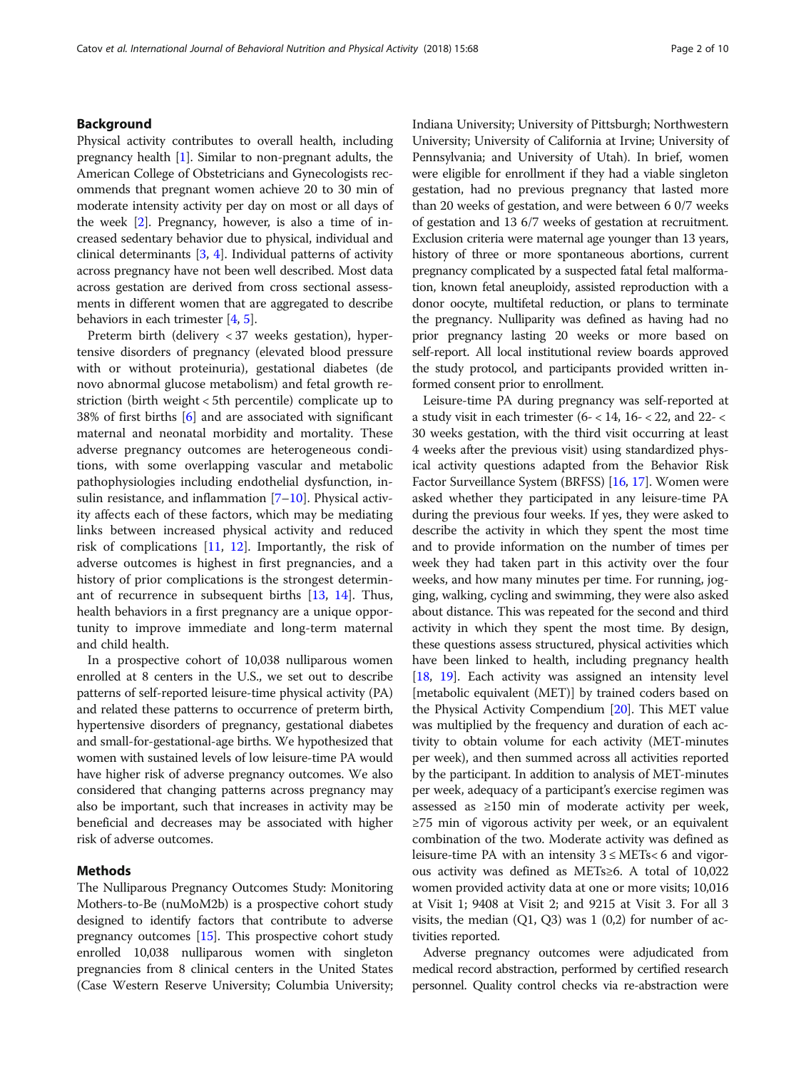## Background

Physical activity contributes to overall health, including pregnancy health [1]. Similar to non-pregnant adults, the American College of Obstetricians and Gynecologists recommends that pregnant women achieve 20 to 30 min of moderate intensity activity per day on most or all days of the week [2]. Pregnancy, however, is also a time of increased sedentary behavior due to physical, individual and clinical determinants [3, 4]. Individual patterns of activity across pregnancy have not been well described. Most data across gestation are derived from cross sectional assessments in different women that are aggregated to describe behaviors in each trimester [4, 5].

Preterm birth (delivery < 37 weeks gestation), hypertensive disorders of pregnancy (elevated blood pressure with or without proteinuria), gestational diabetes (de novo abnormal glucose metabolism) and fetal growth restriction (birth weight < 5th percentile) complicate up to 38% of first births [6] and are associated with significant maternal and neonatal morbidity and mortality. These adverse pregnancy outcomes are heterogeneous conditions, with some overlapping vascular and metabolic pathophysiologies including endothelial dysfunction, insulin resistance, and inflammation [7–10]. Physical activity affects each of these factors, which may be mediating links between increased physical activity and reduced risk of complications [11, 12]. Importantly, the risk of adverse outcomes is highest in first pregnancies, and a history of prior complications is the strongest determinant of recurrence in subsequent births [13, 14]. Thus, health behaviors in a first pregnancy are a unique opportunity to improve immediate and long-term maternal and child health.

In a prospective cohort of 10,038 nulliparous women enrolled at 8 centers in the U.S., we set out to describe patterns of self-reported leisure-time physical activity (PA) and related these patterns to occurrence of preterm birth, hypertensive disorders of pregnancy, gestational diabetes and small-for-gestational-age births. We hypothesized that women with sustained levels of low leisure-time PA would have higher risk of adverse pregnancy outcomes. We also considered that changing patterns across pregnancy may also be important, such that increases in activity may be beneficial and decreases may be associated with higher risk of adverse outcomes.

## Methods

The Nulliparous Pregnancy Outcomes Study: Monitoring Mothers-to-Be (nuMoM2b) is a prospective cohort study designed to identify factors that contribute to adverse pregnancy outcomes [15]. This prospective cohort study enrolled 10,038 nulliparous women with singleton pregnancies from 8 clinical centers in the United States (Case Western Reserve University; Columbia University; Indiana University; University of Pittsburgh; Northwestern University; University of California at Irvine; University of Pennsylvania; and University of Utah). In brief, women were eligible for enrollment if they had a viable singleton gestation, had no previous pregnancy that lasted more than 20 weeks of gestation, and were between 6 0/7 weeks of gestation and 13 6/7 weeks of gestation at recruitment. Exclusion criteria were maternal age younger than 13 years, history of three or more spontaneous abortions, current pregnancy complicated by a suspected fatal fetal malformation, known fetal aneuploidy, assisted reproduction with a donor oocyte, multifetal reduction, or plans to terminate the pregnancy. Nulliparity was defined as having had no prior pregnancy lasting 20 weeks or more based on self-report. All local institutional review boards approved the study protocol, and participants provided written informed consent prior to enrollment.

Leisure-time PA during pregnancy was self-reported at a study visit in each trimester (6- < 14, 16- < 22, and 22- < 30 weeks gestation, with the third visit occurring at least 4 weeks after the previous visit) using standardized physical activity questions adapted from the Behavior Risk Factor Surveillance System (BRFSS) [16, 17]. Women were asked whether they participated in any leisure-time PA during the previous four weeks. If yes, they were asked to describe the activity in which they spent the most time and to provide information on the number of times per week they had taken part in this activity over the four weeks, and how many minutes per time. For running, jogging, walking, cycling and swimming, they were also asked about distance. This was repeated for the second and third activity in which they spent the most time. By design, these questions assess structured, physical activities which have been linked to health, including pregnancy health [18, 19]. Each activity was assigned an intensity level [metabolic equivalent (MET)] by trained coders based on the Physical Activity Compendium [20]. This MET value was multiplied by the frequency and duration of each activity to obtain volume for each activity (MET-minutes per week), and then summed across all activities reported by the participant. In addition to analysis of MET-minutes per week, adequacy of a participant's exercise regimen was assessed as ≥150 min of moderate activity per week, ≥75 min of vigorous activity per week, or an equivalent combination of the two. Moderate activity was defined as leisure-time PA with an intensity $3 \leq \text{METs} < 6$ and vigorous activity was defined as $\text{METs} \geq 6$. A total of 10,022 women provided activity data at one or more visits; 10,016 at Visit 1; 9408 at Visit 2; and 9215 at Visit 3. For all 3 visits, the median (Q1, Q3) was 1 (0,2) for number of activities reported.

Adverse pregnancy outcomes were adjudicated from medical record abstraction, performed by certified research personnel. Quality control checks via re-abstraction were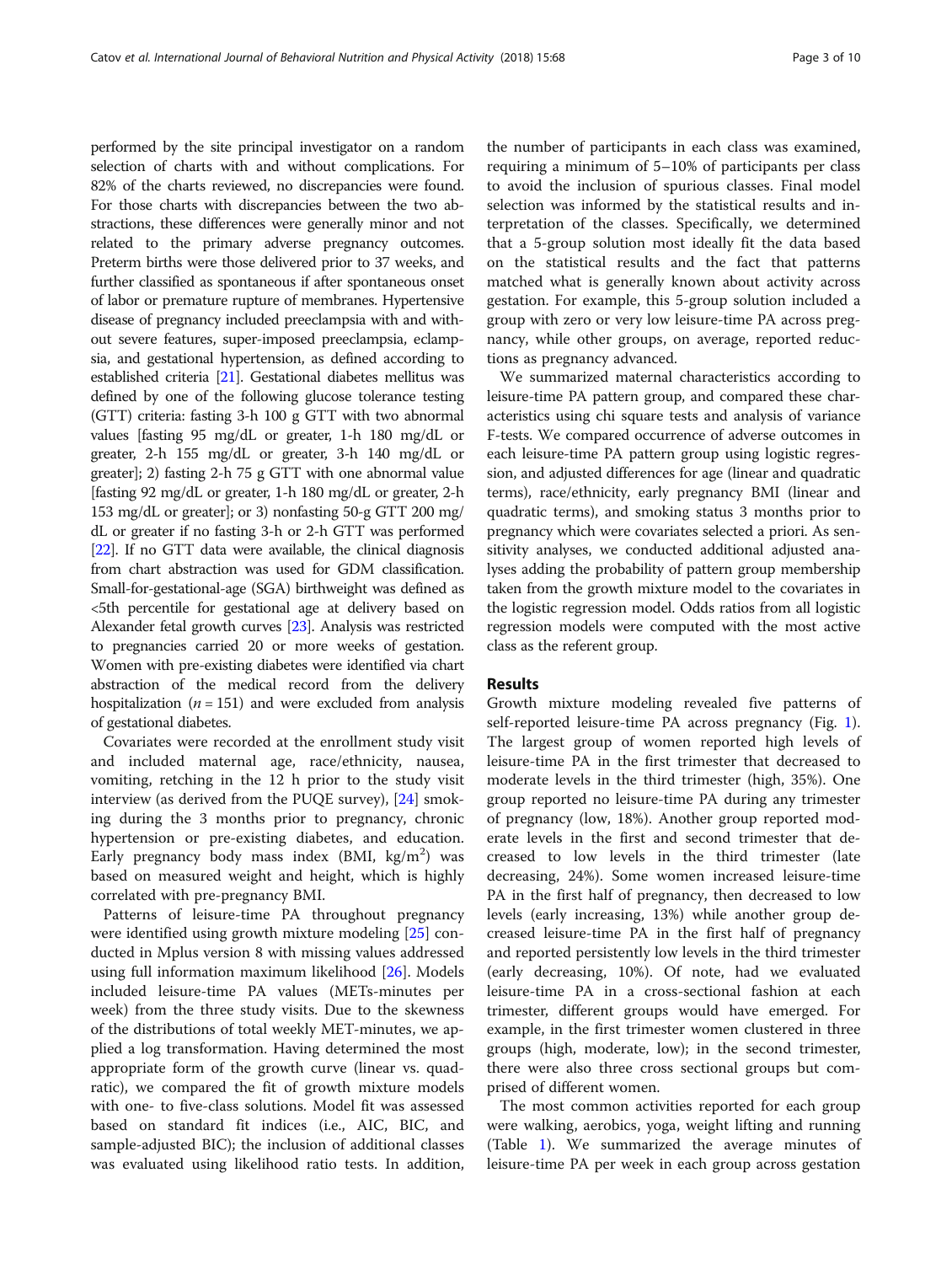performed by the site principal investigator on a random selection of charts with and without complications. For 82% of the charts reviewed, no discrepancies were found. For those charts with discrepancies between the two abstractions, these differences were generally minor and not related to the primary adverse pregnancy outcomes. Preterm births were those delivered prior to 37 weeks, and further classified as spontaneous if after spontaneous onset of labor or premature rupture of membranes. Hypertensive disease of pregnancy included preeclampsia with and without severe features, super-imposed preeclampsia, eclampsia, and gestational hypertension, as defined according to established criteria [21]. Gestational diabetes mellitus was defined by one of the following glucose tolerance testing (GTT) criteria: fasting 3-h 100 g GTT with two abnormal values [fasting 95 mg/dL or greater, 1-h 180 mg/dL or greater, 2-h 155 mg/dL or greater, 3-h 140 mg/dL or greater]; 2) fasting 2-h 75 g GTT with one abnormal value [fasting 92 mg/dL or greater, 1-h 180 mg/dL or greater, 2-h 153 mg/dL or greater]; or 3) nonfasting 50-g GTT 200 mg/dL or greater if no fasting 3-h or 2-h GTT was performed [22]. If no GTT data were available, the clinical diagnosis from chart abstraction was used for GDM classification. Small-for-gestational-age (SGA) birthweight was defined as <5th percentile for gestational age at delivery based on Alexander fetal growth curves [23]. Analysis was restricted to pregnancies carried 20 or more weeks of gestation. Women with pre-existing diabetes were identified via chart abstraction of the medical record from the delivery hospitalization ($n = 151$) and were excluded from analysis of gestational diabetes.

Covariates were recorded at the enrollment study visit and included maternal age, race/ethnicity, nausea, vomiting, retching in the 12 h prior to the study visit interview (as derived from the PUQE survey), [24] smoking during the 3 months prior to pregnancy, chronic hypertension or pre-existing diabetes, and education. Early pregnancy body mass index (BMI, $kg/m^2$) was based on measured weight and height, which is highly correlated with pre-pregnancy BMI.

Patterns of leisure-time PA throughout pregnancy were identified using growth mixture modeling [25] conducted in Mplus version 8 with missing values addressed using full information maximum likelihood [26]. Models included leisure-time PA values (METs-minutes per week) from the three study visits. Due to the skewness of the distributions of total weekly MET-minutes, we applied a log transformation. Having determined the most appropriate form of the growth curve (linear vs. quadratic), we compared the fit of growth mixture models with one- to five-class solutions. Model fit was assessed based on standard fit indices (i.e., AIC, BIC, and sample-adjusted BIC); the inclusion of additional classes was evaluated using likelihood ratio tests. In addition, the number of participants in each class was examined, requiring a minimum of 5–10% of participants per class to avoid the inclusion of spurious classes. Final model selection was informed by the statistical results and interpretation of the classes. Specifically, we determined that a 5-group solution most ideally fit the data based on the statistical results and the fact that patterns matched what is generally known about activity across gestation. For example, this 5-group solution included a group with zero or very low leisure-time PA across pregnancy, while other groups, on average, reported reductions as pregnancy advanced.

We summarized maternal characteristics according to leisure-time PA pattern group, and compared these characteristics using chi square tests and analysis of variance F-tests. We compared occurrence of adverse outcomes in each leisure-time PA pattern group using logistic regression, and adjusted differences for age (linear and quadratic terms), race/ethnicity, early pregnancy BMI (linear and quadratic terms), and smoking status 3 months prior to pregnancy which were covariates selected a priori. As sensitivity analyses, we conducted additional adjusted analyses adding the probability of pattern group membership taken from the growth mixture model to the covariates in the logistic regression model. Odds ratios from all logistic regression models were computed with the most active class as the referent group.

## Results

Growth mixture modeling revealed five patterns of self-reported leisure-time PA across pregnancy (Fig. 1). The largest group of women reported high levels of leisure-time PA in the first trimester that decreased to moderate levels in the third trimester (high, 35%). One group reported no leisure-time PA during any trimester of pregnancy (low, 18%). Another group reported moderate levels in the first and second trimester that decreased to low levels in the third trimester (late decreasing, 24%). Some women increased leisure-time PA in the first half of pregnancy, then decreased to low levels (early increasing, 13%) while another group decreased leisure-time PA in the first half of pregnancy and reported persistently low levels in the third trimester (early decreasing, 10%). Of note, had we evaluated leisure-time PA in a cross-sectional fashion at each trimester, different groups would have emerged. For example, in the first trimester women clustered in three groups (high, moderate, low); in the second trimester, there were also three cross sectional groups but comprised of different women.

The most common activities reported for each group were walking, aerobics, yoga, weight lifting and running (Table 1). We summarized the average minutes of leisure-time PA per week in each group across gestation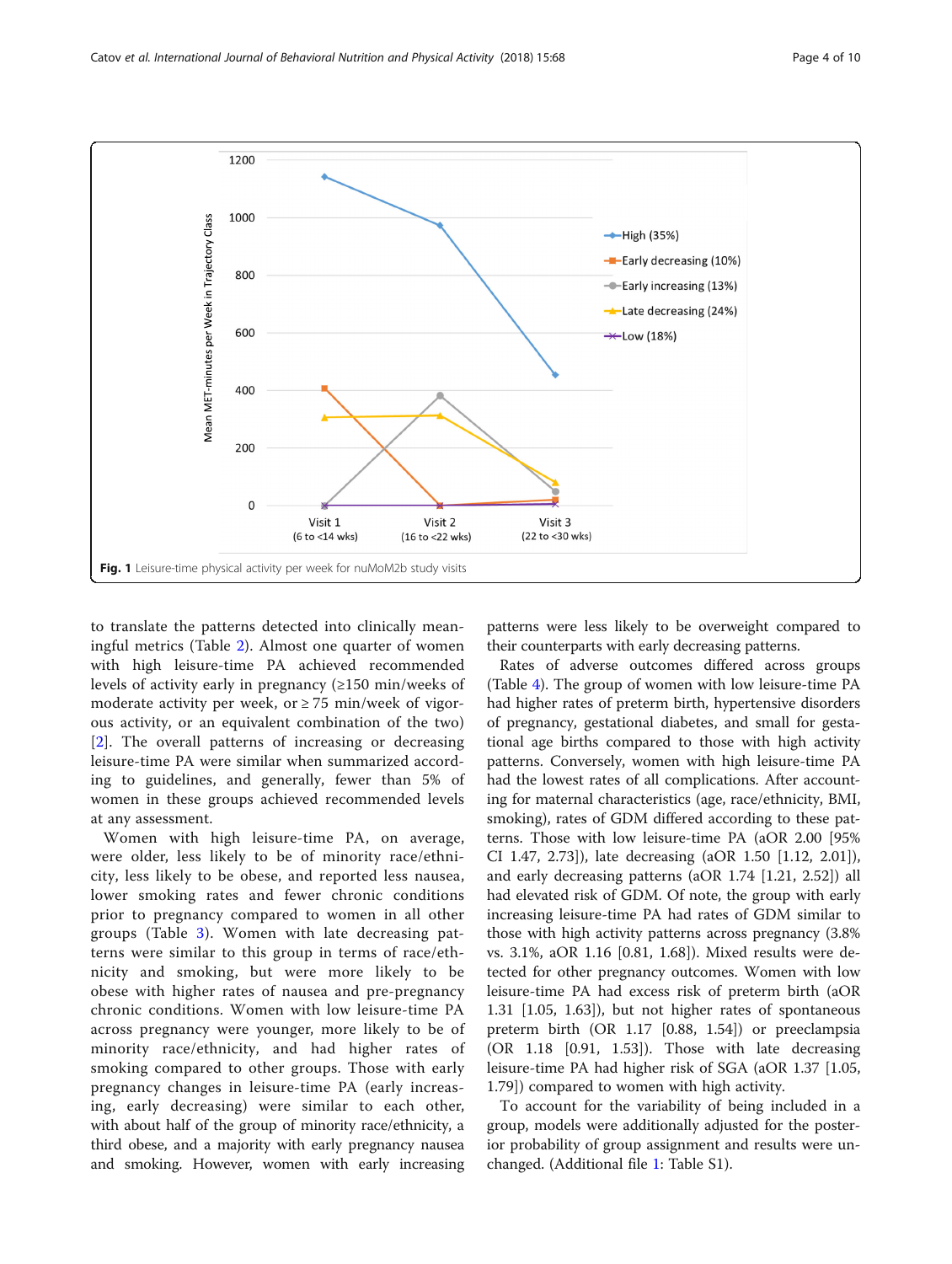Fig. 1 Leisure-time physical activity per week for nuMoM2b study visits

to translate the patterns detected into clinically meaningful metrics (Table 2). Almost one quarter of women with high leisure-time PA achieved recommended levels of activity early in pregnancy (≥150 min/weeks of moderate activity per week, or ≥ 75 min/week of vigorous activity, or an equivalent combination of the two) [2]. The overall patterns of increasing or decreasing leisure-time PA were similar when summarized according to guidelines, and generally, fewer than 5% of women in these groups achieved recommended levels at any assessment.

Women with high leisure-time PA, on average, were older, less likely to be of minority race/ethnicity, less likely to be obese, and reported less nausea, lower smoking rates and fewer chronic conditions prior to pregnancy compared to women in all other groups (Table 3). Women with late decreasing patterns were similar to this group in terms of race/ethnicity and smoking, but were more likely to be obese with higher rates of nausea and pre-pregnancy chronic conditions. Women with low leisure-time PA across pregnancy were younger, more likely to be of minority race/ethnicity, and had higher rates of smoking compared to other groups. Those with early pregnancy changes in leisure-time PA (early increasing, early decreasing) were similar to each other, with about half of the group of minority race/ethnicity, a third obese, and a majority with early pregnancy nausea and smoking. However, women with early increasing patterns were less likely to be overweight compared to their counterparts with early decreasing patterns.

Rates of adverse outcomes differed across groups (Table 4). The group of women with low leisure-time PA had higher rates of preterm birth, hypertensive disorders of pregnancy, gestational diabetes, and small for gestational age births compared to those with high activity patterns. Conversely, women with high leisure-time PA had the lowest rates of all complications. After accounting for maternal characteristics (age, race/ethnicity, BMI, smoking), rates of GDM differed according to these patterns. Those with low leisure-time PA (aOR 2.00 [95% CI 1.47, 2.73]), late decreasing (aOR 1.50 [1.12, 2.01]), and early decreasing patterns (aOR 1.74 [1.21, 2.52]) all had elevated risk of GDM. Of note, the group with early increasing leisure-time PA had rates of GDM similar to those with high activity patterns across pregnancy (3.8% vs. 3.1%, aOR 1.16 [0.81, 1.68]). Mixed results were detected for other pregnancy outcomes. Women with low leisure-time PA had excess risk of preterm birth (aOR 1.31 [1.05, 1.63]), but not higher rates of spontaneous preterm birth (OR 1.17 [0.88, 1.54]) or preeclampsia (OR 1.18 [0.91, 1.53]). Those with late decreasing leisure-time PA had higher risk of SGA (aOR 1.37 [1.05, 1.79]) compared to women with high activity.

To account for the variability of being included in a group, models were additionally adjusted for the posterior probability of group assignment and results were unchanged. (Additional file 1: Table S1).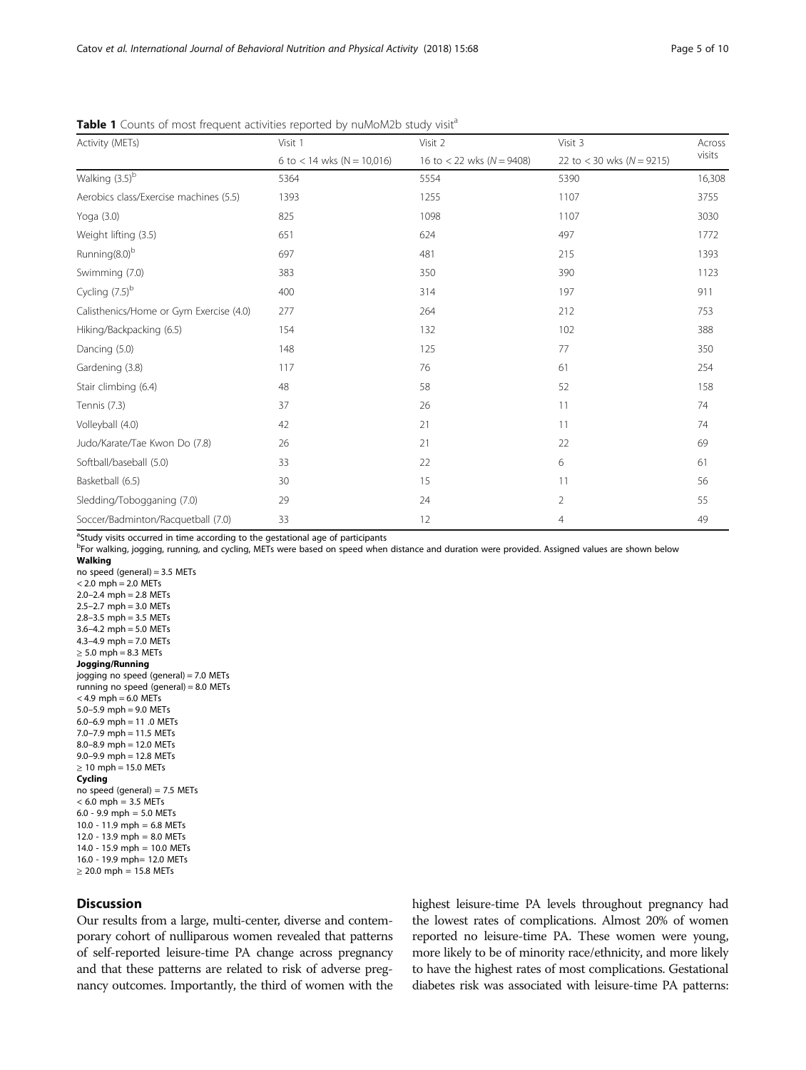**Table 1** Counts of most frequent activities reported by nuMoM2b study visit[a]

| Activity (METs) | Visit 1 | Visit 2 | Visit 3 | Across visits |
|---|---|---|---|---|
| | 6 to < 14 wks (N = 10,016) | 16 to < 22 wks (*N* = 9408) | 22 to < 30 wks (*N* = 9215) | |
| Walking (3.5)[b] | 5364 | 5554 | 5390 | 16,308 |
| Aerobics class/Exercise machines (5.5) | 1393 | 1255 | 1107 | 3755 |
| Yoga (3.0) | 825 | 1098 | 1107 | 3030 |
| Weight lifting (3.5) | 651 | 624 | 497 | 1772 |
| Running(8.0)[b] | 697 | 481 | 215 | 1393 |
| Swimming (7.0) | 383 | 350 | 390 | 1123 |
| Cycling (7.5)[b] | 400 | 314 | 197 | 911 |
| Calisthenics/Home or Gym Exercise (4.0) | 277 | 264 | 212 | 753 |
| Hiking/Backpacking (6.5) | 154 | 132 | 102 | 388 |
| Dancing (5.0) | 148 | 125 | 77 | 350 |
| Gardening (3.8) | 117 | 76 | 61 | 254 |
| Stair climbing (6.4) | 48 | 58 | 52 | 158 |
| Tennis (7.3) | 37 | 26 | 11 | 74 |
| Volleyball (4.0) | 42 | 21 | 11 | 74 |
| Judo/Karate/Tae Kwon Do (7.8) | 26 | 21 | 22 | 69 |
| Softball/baseball (5.0) | 33 | 22 | 6 | 61 |
| Basketball (6.5) | 30 | 15 | 11 | 56 |
| Sledding/Tobogganing (7.0) | 29 | 24 | 2 | 55 |
| Soccer/Badminton/Racquetball (7.0) | 33 | 12 | 4 | 49 |

[a]Study visits occurred in time according to the gestational age of participants

[b]For walking, jogging, running, and cycling, METs were based on speed when distance and duration were provided. Assigned values are shown below

**Walking**
no speed (general) = 3.5 METs
< 2.0 mph = 2.0 METs
2.0–2.4 mph = 2.8 METs
2.5–2.7 mph = 3.0 METs
2.8–3.5 mph = 3.5 METs
3.6–4.2 mph = 5.0 METs
4.3–4.9 mph = 7.0 METs
≥ 5.0 mph = 8.3 METs

**Jogging/Running**
jogging no speed (general) = 7.0 METs
running no speed (general) = 8.0 METs
< 4.9 mph = 6.0 METs
5.0–5.9 mph = 9.0 METs
6.0–6.9 mph = 11 .0 METs
7.0–7.9 mph = 11.5 METs
8.0–8.9 mph = 12.0 METs
9.0–9.9 mph = 12.8 METs
≥ 10 mph = 15.0 METs

**Cycling**
no speed (general) = 7.5 METs
< 6.0 mph = 3.5 METs
6.0 - 9.9 mph = 5.0 METs
10.0 - 11.9 mph = 6.8 METs
12.0 - 13.9 mph = 8.0 METs
14.0 - 15.9 mph = 10.0 METs
16.0 - 19.9 mph= 12.0 METs
≥ 20.0 mph = 15.8 METs

## Discussion

Our results from a large, multi-center, diverse and contemporary cohort of nulliparous women revealed that patterns of self-reported leisure-time PA change across pregnancy and that these patterns are related to risk of adverse pregnancy outcomes. Importantly, the third of women with the highest leisure-time PA levels throughout pregnancy had the lowest rates of complications. Almost 20% of women reported no leisure-time PA. These women were young, more likely to be of minority race/ethnicity, and more likely to have the highest rates of most complications. Gestational diabetes risk was associated with leisure-time PA patterns: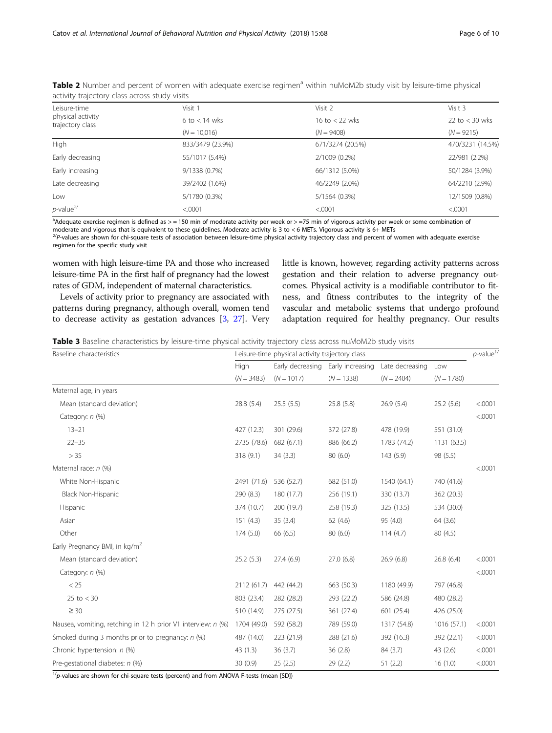**Table 2** Number and percent of women with adequate exercise regimen[a] within nuMoM2b study visit by leisure-time physical activity trajectory class across study visits

| Leisure-time physical activity trajectory class | Visit 1 6 to < 14 wks (N = 10,016) | Visit 2 16 to < 22 wks (N = 9408) | Visit 3 22 to < 30 wks (N = 9215) |
|---|---|---|---|
| High | 833/3479 (23.9%) | 671/3274 (20.5%) | 470/3231 (14.5%) |
| Early decreasing | 55/1017 (5.4%) | 2/1009 (0.2%) | 22/981 (2.2%) |
| Early increasing | 9/1338 (0.7%) | 66/1312 (5.0%) | 50/1284 (3.9%) |
| Late decreasing | 39/2402 (1.6%) | 46/2249 (2.0%) | 64/2210 (2.9%) |
| Low | 5/1780 (0.3%) | 5/1564 (0.3%) | 12/1509 (0.8%) |
| *p*-value[2/] | <.0001 | <.0001 | <.0001 |

[a]Adequate exercise regimen is defined as > = 150 min of moderate activity per week or > =75 min of vigorous activity per week or some combination of moderate and vigorous that is equivalent to these guidelines. Moderate activity is 3 to < 6 METs. Vigorous activity is 6+ METs

[2/]*P*-values are shown for chi-square tests of association between leisure-time physical activity trajectory class and percent of women with adequate exercise regimen for the specific study visit

women with high leisure-time PA and those who increased leisure-time PA in the first half of pregnancy had the lowest rates of GDM, independent of maternal characteristics.

Levels of activity prior to pregnancy are associated with patterns during pregnancy, although overall, women tend to decrease activity as gestation advances [3, 27]. Very little is known, however, regarding activity patterns across gestation and their relation to adverse pregnancy outcomes. Physical activity is a modifiable contributor to fitness, and fitness contributes to the integrity of the vascular and metabolic systems that undergo profound adaptation required for healthy pregnancy. Our results

**Table 3** Baseline characteristics by leisure-time physical activity trajectory class across nuMoM2b study visits

| Baseline characteristics | Leisure-time physical activity trajectory class | | | | | *p*-value[1/] |
|---|---|---|---|---|---|---|
| | High (N = 3483) | Early decreasing (N = 1017) | Early increasing (N = 1338) | Late decreasing (N = 2404) | Low (N = 1780) | |
| Maternal age, in years | | | | | | |
| Mean (standard deviation) | 28.8 (5.4) | 25.5 (5.5) | 25.8 (5.8) | 26.9 (5.4) | 25.2 (5.6) | <.0001 |
| Category: *n* (%) | | | | | | <.0001 |
| 13–21 | 427 (12.3) | 301 (29.6) | 372 (27.8) | 478 (19.9) | 551 (31.0) | |
| 22–35 | 2735 (78.6) | 682 (67.1) | 886 (66.2) | 1783 (74.2) | 1131 (63.5) | |
| > 35 | 318 (9.1) | 34 (3.3) | 80 (6.0) | 143 (5.9) | 98 (5.5) | |
| Maternal race: *n* (%) | | | | | | <.0001 |
| White Non-Hispanic | 2491 (71.6) | 536 (52.7) | 682 (51.0) | 1540 (64.1) | 740 (41.6) | |
| Black Non-Hispanic | 290 (8.3) | 180 (17.7) | 256 (19.1) | 330 (13.7) | 362 (20.3) | |
| Hispanic | 374 (10.7) | 200 (19.7) | 258 (19.3) | 325 (13.5) | 534 (30.0) | |
| Asian | 151 (4.3) | 35 (3.4) | 62 (4.6) | 95 (4.0) | 64 (3.6) | |
| Other | 174 (5.0) | 66 (6.5) | 80 (6.0) | 114 (4.7) | 80 (4.5) | |
| Early Pregnancy BMI, in kg/m$^2$ | | | | | | |
| Mean (standard deviation) | 25.2 (5.3) | 27.4 (6.9) | 27.0 (6.8) | 26.9 (6.8) | 26.8 (6.4) | <.0001 |
| Category: *n* (%) | | | | | | <.0001 |
| < 25 | 2112 (61.7) | 442 (44.2) | 663 (50.3) | 1180 (49.9) | 797 (46.8) | |
| 25 to < 30 | 803 (23.4) | 282 (28.2) | 293 (22.2) | 586 (24.8) | 480 (28.2) | |
| ≥ 30 | 510 (14.9) | 275 (27.5) | 361 (27.4) | 601 (25.4) | 426 (25.0) | |
| Nausea, vomiting, retching in 12 h prior V1 interview: *n* (%) | 1704 (49.0) | 592 (58.2) | 789 (59.0) | 1317 (54.8) | 1016 (57.1) | <.0001 |
| Smoked during 3 months prior to pregnancy: *n* (%) | 487 (14.0) | 223 (21.9) | 288 (21.6) | 392 (16.3) | 392 (22.1) | <.0001 |
| Chronic hypertension: *n* (%) | 43 (1.3) | 36 (3.7) | 36 (2.8) | 84 (3.7) | 43 (2.6) | <.0001 |
| Pre-gestational diabetes: *n* (%) | 30 (0.9) | 25 (2.5) | 29 (2.2) | 51 (2.2) | 16 (1.0) | <.0001 |

[1/]*p*-values are shown for chi-square tests (percent) and from ANOVA F-tests (mean [SD])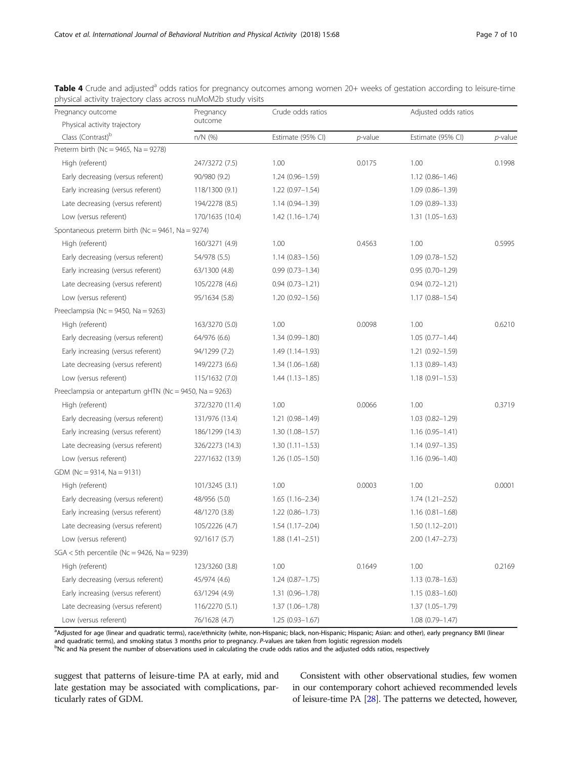**Table 4** Crude and adjusted[a] odds ratios for pregnancy outcomes among women 20+ weeks of gestation according to leisure-time physical activity trajectory class across nuMoM2b study visits

| Pregnancy outcome<br>Physical activity trajectory<br>Class (Contrast)[b] | Pregnancy outcome<br>n/N (%) | Crude odds ratios<br>Estimate (95% CI) | <br>*p*-value | Adjusted odds ratios<br>Estimate (95% CI) | <br>*p*-value |
|---|---|---|---|---|---|
| Preterm birth (Nc = 9465, Na = 9278) | | | | | |
| High (referent) | 247/3272 (7.5) | 1.00 | 0.0175 | 1.00 | 0.1998 |
| Early decreasing (versus referent) | 90/980 (9.2) | 1.24 (0.96–1.59) | | 1.12 (0.86–1.46) | |
| Early increasing (versus referent) | 118/1300 (9.1) | 1.22 (0.97–1.54) | | 1.09 (0.86–1.39) | |
| Late decreasing (versus referent) | 194/2278 (8.5) | 1.14 (0.94–1.39) | | 1.09 (0.89–1.33) | |
| Low (versus referent) | 170/1635 (10.4) | 1.42 (1.16–1.74) | | 1.31 (1.05–1.63) | |
| Spontaneous preterm birth (Nc = 9461, Na = 9274) | | | | | |
| High (referent) | 160/3271 (4.9) | 1.00 | 0.4563 | 1.00 | 0.5995 |
| Early decreasing (versus referent) | 54/978 (5.5) | 1.14 (0.83–1.56) | | 1.09 (0.78–1.52) | |
| Early increasing (versus referent) | 63/1300 (4.8) | 0.99 (0.73–1.34) | | 0.95 (0.70–1.29) | |
| Late decreasing (versus referent) | 105/2278 (4.6) | 0.94 (0.73–1.21) | | 0.94 (0.72–1.21) | |
| Low (versus referent) | 95/1634 (5.8) | 1.20 (0.92–1.56) | | 1.17 (0.88–1.54) | |
| Preeclampsia (Nc = 9450, Na = 9263) | | | | | |
| High (referent) | 163/3270 (5.0) | 1.00 | 0.0098 | 1.00 | 0.6210 |
| Early decreasing (versus referent) | 64/976 (6.6) | 1.34 (0.99–1.80) | | 1.05 (0.77–1.44) | |
| Early increasing (versus referent) | 94/1299 (7.2) | 1.49 (1.14–1.93) | | 1.21 (0.92–1.59) | |
| Late decreasing (versus referent) | 149/2273 (6.6) | 1.34 (1.06–1.68) | | 1.13 (0.89–1.43) | |
| Low (versus referent) | 115/1632 (7.0) | 1.44 (1.13–1.85) | | 1.18 (0.91–1.53) | |
| Preeclampsia or antepartum gHTN (Nc = 9450, Na = 9263) | | | | | |
| High (referent) | 372/3270 (11.4) | 1.00 | 0.0066 | 1.00 | 0.3719 |
| Early decreasing (versus referent) | 131/976 (13.4) | 1.21 (0.98–1.49) | | 1.03 (0.82–1.29) | |
| Early increasing (versus referent) | 186/1299 (14.3) | 1.30 (1.08–1.57) | | 1.16 (0.95–1.41) | |
| Late decreasing (versus referent) | 326/2273 (14.3) | 1.30 (1.11–1.53) | | 1.14 (0.97–1.35) | |
| Low (versus referent) | 227/1632 (13.9) | 1.26 (1.05–1.50) | | 1.16 (0.96–1.40) | |
| GDM (Nc = 9314, Na = 9131) | | | | | |
| High (referent) | 101/3245 (3.1) | 1.00 | 0.0003 | 1.00 | 0.0001 |
| Early decreasing (versus referent) | 48/956 (5.0) | 1.65 (1.16–2.34) | | 1.74 (1.21–2.52) | |
| Early increasing (versus referent) | 48/1270 (3.8) | 1.22 (0.86–1.73) | | 1.16 (0.81–1.68) | |
| Late decreasing (versus referent) | 105/2226 (4.7) | 1.54 (1.17–2.04) | | 1.50 (1.12–2.01) | |
| Low (versus referent) | 92/1617 (5.7) | 1.88 (1.41–2.51) | | 2.00 (1.47–2.73) | |
| SGA < 5th percentile (Nc = 9426, Na = 9239) | | | | | |
| High (referent) | 123/3260 (3.8) | 1.00 | 0.1649 | 1.00 | 0.2169 |
| Early decreasing (versus referent) | 45/974 (4.6) | 1.24 (0.87–1.75) | | 1.13 (0.78–1.63) | |
| Early increasing (versus referent) | 63/1294 (4.9) | 1.31 (0.96–1.78) | | 1.15 (0.83–1.60) | |
| Late decreasing (versus referent) | 116/2270 (5.1) | 1.37 (1.06–1.78) | | 1.37 (1.05–1.79) | |
| Low (versus referent) | 76/1628 (4.7) | 1.25 (0.93–1.67) | | 1.08 (0.79–1.47) | |

[a]Adjusted for age (linear and quadratic terms), race/ethnicity (white, non-Hispanic; black, non-Hispanic; Hispanic; Asian: and other), early pregnancy BMI (linear and quadratic terms), and smoking status 3 months prior to pregnancy. *P*-values are taken from logistic regression models
[b]Nc and Na present the number of observations used in calculating the crude odds ratios and the adjusted odds ratios, respectively

suggest that patterns of leisure-time PA at early, mid and late gestation may be associated with complications, particularly rates of GDM.

Consistent with other observational studies, few women in our contemporary cohort achieved recommended levels of leisure-time PA [28]. The patterns we detected, however,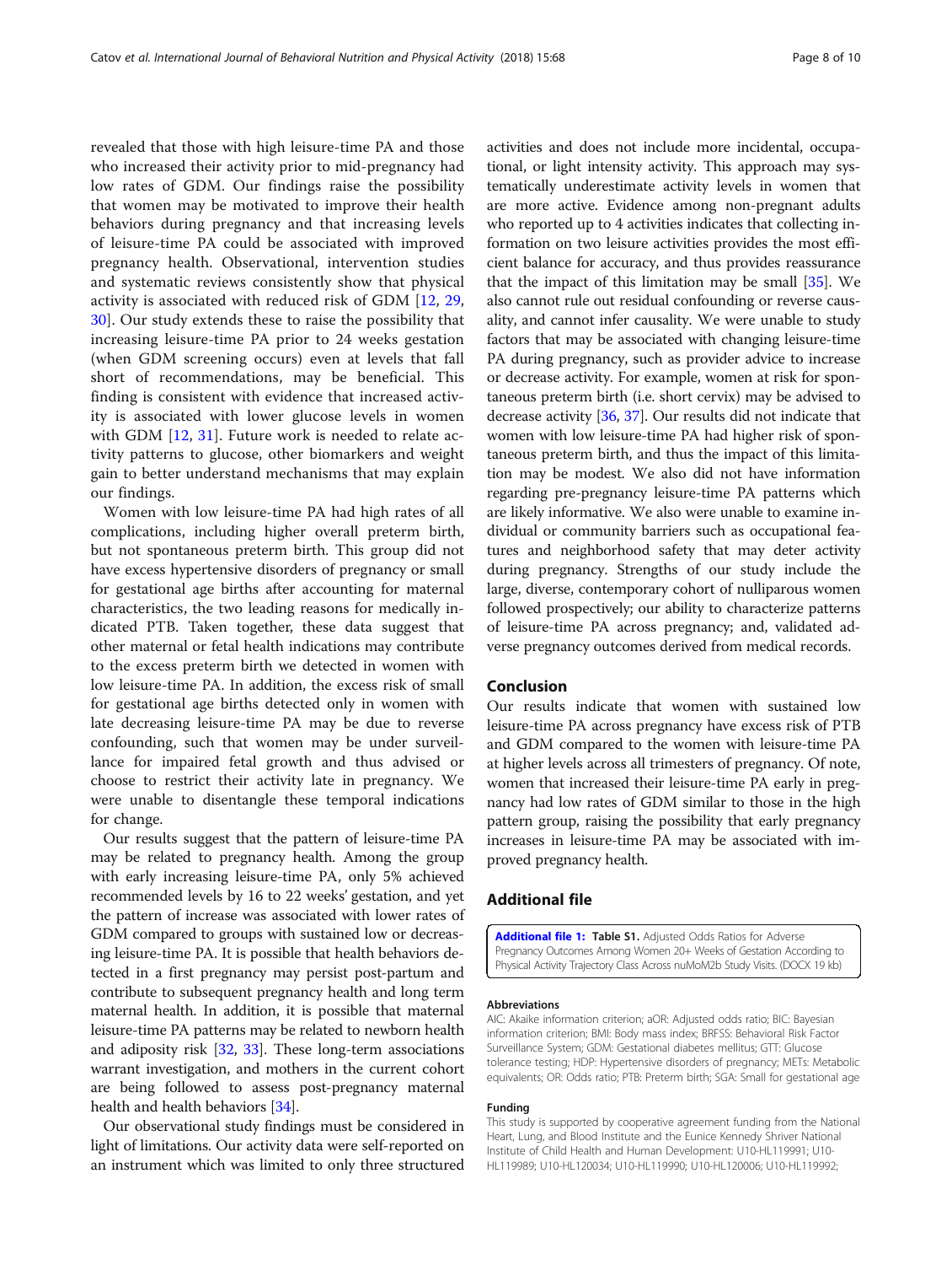revealed that those with high leisure-time PA and those who increased their activity prior to mid-pregnancy had low rates of GDM. Our findings raise the possibility that women may be motivated to improve their health behaviors during pregnancy and that increasing levels of leisure-time PA could be associated with improved pregnancy health. Observational, intervention studies and systematic reviews consistently show that physical activity is associated with reduced risk of GDM [12, 29, 30]. Our study extends these to raise the possibility that increasing leisure-time PA prior to 24 weeks gestation (when GDM screening occurs) even at levels that fall short of recommendations, may be beneficial. This finding is consistent with evidence that increased activity is associated with lower glucose levels in women with GDM [12, 31]. Future work is needed to relate activity patterns to glucose, other biomarkers and weight gain to better understand mechanisms that may explain our findings.

Women with low leisure-time PA had high rates of all complications, including higher overall preterm birth, but not spontaneous preterm birth. This group did not have excess hypertensive disorders of pregnancy or small for gestational age births after accounting for maternal characteristics, the two leading reasons for medically indicated PTB. Taken together, these data suggest that other maternal or fetal health indications may contribute to the excess preterm birth we detected in women with low leisure-time PA. In addition, the excess risk of small for gestational age births detected only in women with late decreasing leisure-time PA may be due to reverse confounding, such that women may be under surveillance for impaired fetal growth and thus advised or choose to restrict their activity late in pregnancy. We were unable to disentangle these temporal indications for change.

Our results suggest that the pattern of leisure-time PA may be related to pregnancy health. Among the group with early increasing leisure-time PA, only 5% achieved recommended levels by 16 to 22 weeks' gestation, and yet the pattern of increase was associated with lower rates of GDM compared to groups with sustained low or decreasing leisure-time PA. It is possible that health behaviors detected in a first pregnancy may persist post-partum and contribute to subsequent pregnancy health and long term maternal health. In addition, it is possible that maternal leisure-time PA patterns may be related to newborn health and adiposity risk [32, 33]. These long-term associations warrant investigation, and mothers in the current cohort are being followed to assess post-pregnancy maternal health and health behaviors [34].

Our observational study findings must be considered in light of limitations. Our activity data were self-reported on an instrument which was limited to only three structured activities and does not include more incidental, occupational, or light intensity activity. This approach may systematically underestimate activity levels in women that are more active. Evidence among non-pregnant adults who reported up to 4 activities indicates that collecting information on two leisure activities provides the most efficient balance for accuracy, and thus provides reassurance that the impact of this limitation may be small [35]. We also cannot rule out residual confounding or reverse causality, and cannot infer causality. We were unable to study factors that may be associated with changing leisure-time PA during pregnancy, such as provider advice to increase or decrease activity. For example, women at risk for spontaneous preterm birth (i.e. short cervix) may be advised to decrease activity [36, 37]. Our results did not indicate that women with low leisure-time PA had higher risk of spontaneous preterm birth, and thus the impact of this limitation may be modest. We also did not have information regarding pre-pregnancy leisure-time PA patterns which are likely informative. We also were unable to examine individual or community barriers such as occupational features and neighborhood safety that may deter activity during pregnancy. Strengths of our study include the large, diverse, contemporary cohort of nulliparous women followed prospectively; our ability to characterize patterns of leisure-time PA across pregnancy; and, validated adverse pregnancy outcomes derived from medical records.

## Conclusion

Our results indicate that women with sustained low leisure-time PA across pregnancy have excess risk of PTB and GDM compared to the women with leisure-time PA at higher levels across all trimesters of pregnancy. Of note, women that increased their leisure-time PA early in pregnancy had low rates of GDM similar to those in the high pattern group, raising the possibility that early pregnancy increases in leisure-time PA may be associated with improved pregnancy health.

## Additional file

**Additional file 1: Table S1.** Adjusted Odds Ratios for Adverse Pregnancy Outcomes Among Women 20+ Weeks of Gestation According to Physical Activity Trajectory Class Across nuMoM2b Study Visits. (DOCX 19 kb)

#### Abbreviations

AIC: Akaike information criterion; aOR: Adjusted odds ratio; BIC: Bayesian information criterion; BMI: Body mass index; BRFSS: Behavioral Risk Factor Surveillance System; GDM: Gestational diabetes mellitus; GTT: Glucose tolerance testing; HDP: Hypertensive disorders of pregnancy; METs: Metabolic equivalents; OR: Odds ratio; PTB: Preterm birth; SGA: Small for gestational age

#### Funding

This study is supported by cooperative agreement funding from the National Heart, Lung, and Blood Institute and the Eunice Kennedy Shriver National Institute of Child Health and Human Development: U10-HL119991; U10-HL119989; U10-HL120034; U10-HL119990; U10-HL120006; U10-HL119992;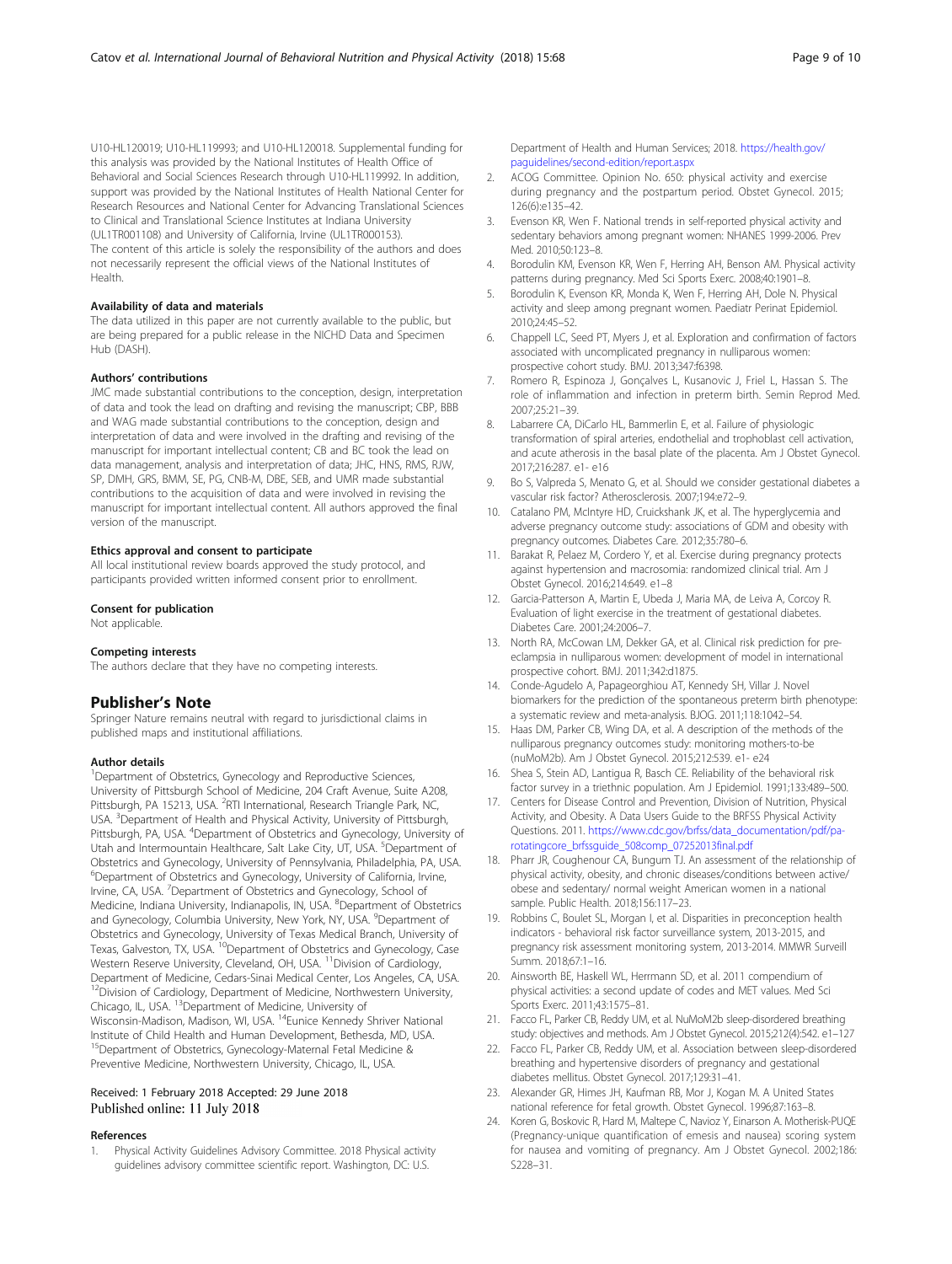U10-HL120019; U10-HL119993; and U10-HL120018. Supplemental funding for this analysis was provided by the National Institutes of Health Office of Behavioral and Social Sciences Research through U10-HL119992. In addition, support was provided by the National Institutes of Health National Center for Research Resources and National Center for Advancing Translational Sciences to Clinical and Translational Science Institutes at Indiana University (UL1TR001108) and University of California, Irvine (UL1TR000153). The content of this article is solely the responsibility of the authors and does not necessarily represent the official views of the National Institutes of Health.

#### Availability of data and materials

The data utilized in this paper are not currently available to the public, but are being prepared for a public release in the NICHD Data and Specimen Hub (DASH).

#### Authors' contributions

JMC made substantial contributions to the conception, design, interpretation of data and took the lead on drafting and revising the manuscript; CBP, BBB and WAG made substantial contributions to the conception, design and interpretation of data and were involved in the drafting and revising of the manuscript for important intellectual content; CB and BC took the lead on data management, analysis and interpretation of data; JHC, HNS, RMS, RJW, SP, DMH, GRS, BMM, SE, PG, CNB-M, DBE, SEB, and UMR made substantial contributions to the acquisition of data and were involved in revising the manuscript for important intellectual content. All authors approved the final version of the manuscript.

#### Ethics approval and consent to participate

All local institutional review boards approved the study protocol, and participants provided written informed consent prior to enrollment.

#### Consent for publication

Not applicable.

#### Competing interests

The authors declare that they have no competing interests.

## Publisher's Note

Springer Nature remains neutral with regard to jurisdictional claims in published maps and institutional affiliations.

#### Author details

[1]Department of Obstetrics, Gynecology and Reproductive Sciences, University of Pittsburgh School of Medicine, 204 Craft Avenue, Suite A208, Pittsburgh, PA 15213, USA. [2]RTI International, Research Triangle Park, NC, USA. [3]Department of Health and Physical Activity, University of Pittsburgh, Pittsburgh, PA, USA. [4]Department of Obstetrics and Gynecology, University of Utah and Intermountain Healthcare, Salt Lake City, UT, USA. [5]Department of Obstetrics and Gynecology, University of Pennsylvania, Philadelphia, PA, USA. [6]Department of Obstetrics and Gynecology, University of California, Irvine, Irvine, CA, USA. [7]Department of Obstetrics and Gynecology, School of Medicine, Indiana University, Indianapolis, IN, USA. [8]Department of Obstetrics and Gynecology, Columbia University, New York, NY, USA. [9]Department of Obstetrics and Gynecology, University of Texas Medical Branch, University of Texas, Galveston, TX, USA. [10]Department of Obstetrics and Gynecology, Case Western Reserve University, Cleveland, OH, USA. [11]Division of Cardiology, Department of Medicine, Cedars-Sinai Medical Center, Los Angeles, CA, USA. [12]Division of Cardiology, Department of Medicine, Northwestern University, Chicago, IL, USA. [13]Department of Medicine, University of Wisconsin-Madison, Madison, WI, USA. [14]Eunice Kennedy Shriver National Institute of Child Health and Human Development, Bethesda, MD, USA. [15]Department of Obstetrics, Gynecology-Maternal Fetal Medicine & Preventive Medicine, Northwestern University, Chicago, IL, USA.

Received: 1 February 2018 Accepted: 29 June 2018
Published online: 11 July 2018

#### References

1. Physical Activity Guidelines Advisory Committee. 2018 Physical activity guidelines advisory committee scientific report. Washington, DC: U.S. Department of Health and Human Services; 2018. https://health.gov/paguidelines/second-edition/report.aspx
2. ACOG Committee. Opinion No. 650: physical activity and exercise during pregnancy and the postpartum period. Obstet Gynecol. 2015; 126(6):e135–42.
3. Evenson KR, Wen F. National trends in self-reported physical activity and sedentary behaviors among pregnant women: NHANES 1999-2006. Prev Med. 2010;50:123–8.
4. Borodulin KM, Evenson KR, Wen F, Herring AH, Benson AM. Physical activity patterns during pregnancy. Med Sci Sports Exerc. 2008;40:1901–8.
5. Borodulin K, Evenson KR, Monda K, Wen F, Herring AH, Dole N. Physical activity and sleep among pregnant women. Paediatr Perinat Epidemiol. 2010;24:45–52.
6. Chappell LC, Seed PT, Myers J, et al. Exploration and confirmation of factors associated with uncomplicated pregnancy in nulliparous women: prospective cohort study. BMJ. 2013;347:f6398.
7. Romero R, Espinoza J, Gonçalves L, Kusanovic J, Friel L, Hassan S. The role of inflammation and infection in preterm birth. Semin Reprod Med. 2007;25:21–39.
8. Labarrere CA, DiCarlo HL, Bammerlin E, et al. Failure of physiologic transformation of spiral arteries, endothelial and trophoblast cell activation, and acute atherosis in the basal plate of the placenta. Am J Obstet Gynecol. 2017;216:287. e1- e16
9. Bo S, Valpreda S, Menato G, et al. Should we consider gestational diabetes a vascular risk factor? Atherosclerosis. 2007;194:e72–9.
10. Catalano PM, McIntyre HD, Cruickshank JK, et al. The hyperglycemia and adverse pregnancy outcome study: associations of GDM and obesity with pregnancy outcomes. Diabetes Care. 2012;35:780–6.
11. Barakat R, Pelaez M, Cordero Y, et al. Exercise during pregnancy protects against hypertension and macrosomia: randomized clinical trial. Am J Obstet Gynecol. 2016;214:649. e1–8
12. Garcia-Patterson A, Martin E, Ubeda J, Maria MA, de Leiva A, Corcoy R. Evaluation of light exercise in the treatment of gestational diabetes. Diabetes Care. 2001;24:2006–7.
13. North RA, McCowan LM, Dekker GA, et al. Clinical risk prediction for pre-eclampsia in nulliparous women: development of model in international prospective cohort. BMJ. 2011;342:d1875.
14. Conde-Agudelo A, Papageorghiou AT, Kennedy SH, Villar J. Novel biomarkers for the prediction of the spontaneous preterm birth phenotype: a systematic review and meta-analysis. BJOG. 2011;118:1042–54.
15. Haas DM, Parker CB, Wing DA, et al. A description of the methods of the nulliparous pregnancy outcomes study: monitoring mothers-to-be (nuMoM2b). Am J Obstet Gynecol. 2015;212:539. e1- e24
16. Shea S, Stein AD, Lantigua R, Basch CE. Reliability of the behavioral risk factor survey in a triethnic population. Am J Epidemiol. 1991;133:489–500.
17. Centers for Disease Control and Prevention, Division of Nutrition, Physical Activity, and Obesity. A Data Users Guide to the BRFSS Physical Activity Questions. 2011. https://www.cdc.gov/brfss/data_documentation/pdf/pa-rotatingcore_brfssguide_508comp_07252013final.pdf
18. Pharr JR, Coughenour CA, Bungum TJ. An assessment of the relationship of physical activity, obesity, and chronic diseases/conditions between active/ obese and sedentary/ normal weight American women in a national sample. Public Health. 2018;156:117–23.
19. Robbins C, Boulet SL, Morgan I, et al. Disparities in preconception health indicators - behavioral risk factor surveillance system, 2013-2015, and pregnancy risk assessment monitoring system, 2013-2014. MMWR Surveill Summ. 2018;67:1–16.
20. Ainsworth BE, Haskell WL, Herrmann SD, et al. 2011 compendium of physical activities: a second update of codes and MET values. Med Sci Sports Exerc. 2011;43:1575–81.
21. Facco FL, Parker CB, Reddy UM, et al. NuMoM2b sleep-disordered breathing study: objectives and methods. Am J Obstet Gynecol. 2015;212(4):542. e1–127
22. Facco FL, Parker CB, Reddy UM, et al. Association between sleep-disordered breathing and hypertensive disorders of pregnancy and gestational diabetes mellitus. Obstet Gynecol. 2017;129:31–41.
23. Alexander GR, Himes JH, Kaufman RB, Mor J, Kogan M. A United States national reference for fetal growth. Obstet Gynecol. 1996;87:163–8.
24. Koren G, Boskovic R, Hard M, Maltepe C, Navioz Y, Einarson A. Motherisk-PUQE (Pregnancy-unique quantification of emesis and nausea) scoring system for nausea and vomiting of pregnancy. Am J Obstet Gynecol. 2002;186: S228–31.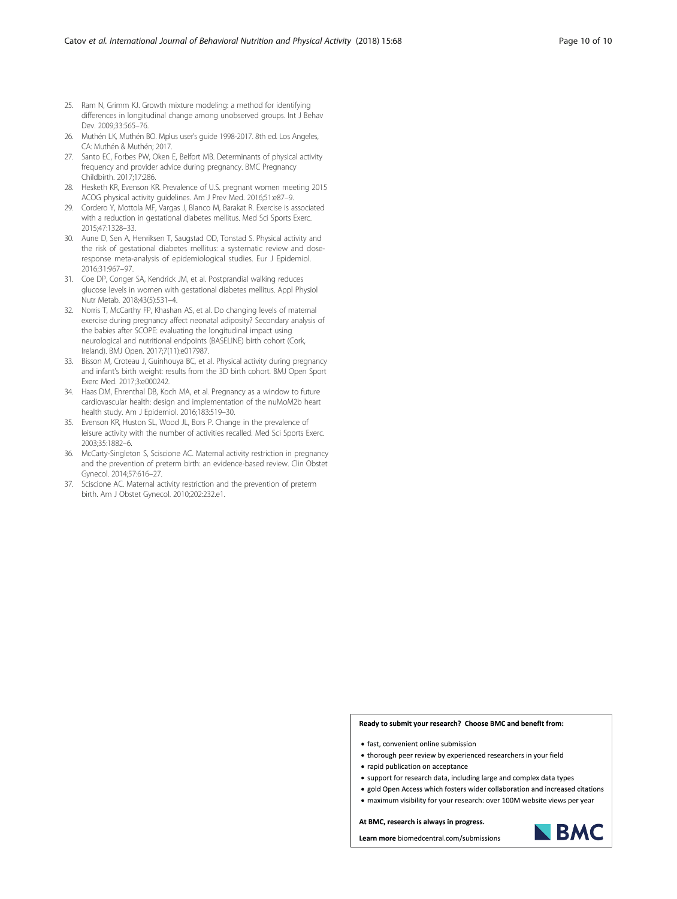25. Ram N, Grimm KJ. Growth mixture modeling: a method for identifying differences in longitudinal change among unobserved groups. Int J Behav Dev. 2009;33:565–76.
26. Muthén LK, Muthén BO. Mplus user's guide 1998-2017. 8th ed. Los Angeles, CA: Muthén & Muthén; 2017.
27. Santo EC, Forbes PW, Oken E, Belfort MB. Determinants of physical activity frequency and provider advice during pregnancy. BMC Pregnancy Childbirth. 2017;17:286.
28. Hesketh KR, Evenson KR. Prevalence of U.S. pregnant women meeting 2015 ACOG physical activity guidelines. Am J Prev Med. 2016;51:e87–9.
29. Cordero Y, Mottola MF, Vargas J, Blanco M, Barakat R. Exercise is associated with a reduction in gestational diabetes mellitus. Med Sci Sports Exerc. 2015;47:1328–33.
30. Aune D, Sen A, Henriksen T, Saugstad OD, Tonstad S. Physical activity and the risk of gestational diabetes mellitus: a systematic review and dose-response meta-analysis of epidemiological studies. Eur J Epidemiol. 2016;31:967–97.
31. Coe DP, Conger SA, Kendrick JM, et al. Postprandial walking reduces glucose levels in women with gestational diabetes mellitus. Appl Physiol Nutr Metab. 2018;43(5):531–4.
32. Norris T, McCarthy FP, Khashan AS, et al. Do changing levels of maternal exercise during pregnancy affect neonatal adiposity? Secondary analysis of the babies after SCOPE: evaluating the longitudinal impact using neurological and nutritional endpoints (BASELINE) birth cohort (Cork, Ireland). BMJ Open. 2017;7(11):e017987.
33. Bisson M, Croteau J, Guinhouya BC, et al. Physical activity during pregnancy and infant's birth weight: results from the 3D birth cohort. BMJ Open Sport Exerc Med. 2017;3:e000242.
34. Haas DM, Ehrenthal DB, Koch MA, et al. Pregnancy as a window to future cardiovascular health: design and implementation of the nuMoM2b heart health study. Am J Epidemiol. 2016;183:519–30.
35. Evenson KR, Huston SL, Wood JL, Bors P. Change in the prevalence of leisure activity with the number of activities recalled. Med Sci Sports Exerc. 2003;35:1882–6.
36. McCarty-Singleton S, Sciscione AC. Maternal activity restriction in pregnancy and the prevention of preterm birth: an evidence-based review. Clin Obstet Gynecol. 2014;57:616–27.
37. Sciscione AC. Maternal activity restriction and the prevention of preterm birth. Am J Obstet Gynecol. 2010;202:232.e1.